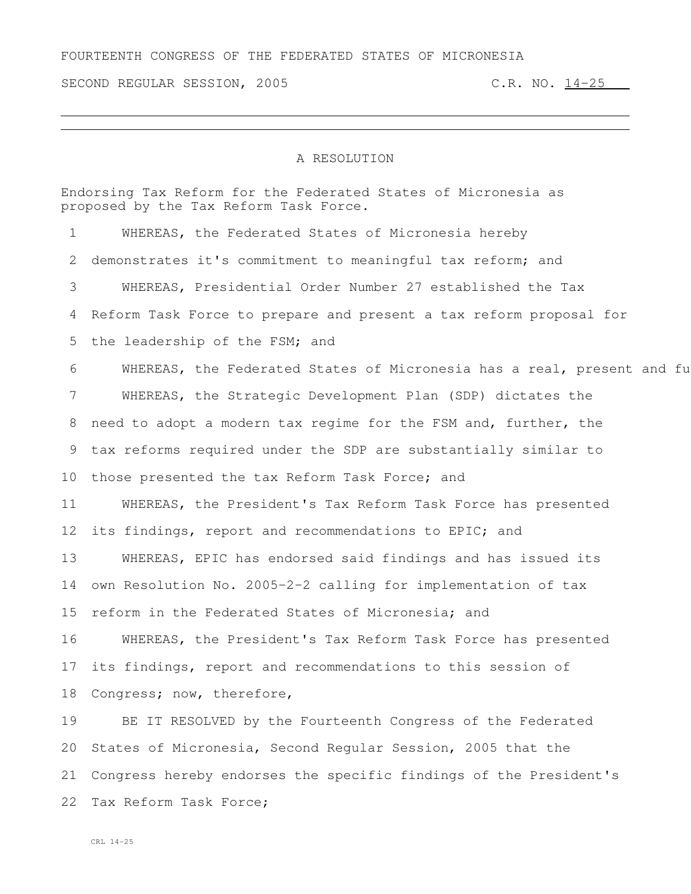FOURTEENTH CONGRESS OF THE FEDERATED STATES OF MICRONESIA

SECOND REGULAR SESSION, 2005 C.R. NO. 14-25

---

A RESOLUTION

Endorsing Tax Reform for the Federated States of Micronesia as proposed by the Tax Reform Task Force.

1 WHEREAS, the Federated States of Micronesia hereby
2 demonstrates it's commitment to meaningful tax reform; and
3 WHEREAS, Presidential Order Number 27 established the Tax
4 Reform Task Force to prepare and present a tax reform proposal for
5 the leadership of the FSM; and
6 WHEREAS, the Federated States of Micronesia has a real, present and fu
7 WHEREAS, the Strategic Development Plan (SDP) dictates the
8 need to adopt a modern tax regime for the FSM and, further, the
9 tax reforms required under the SDP are substantially similar to
10 those presented the tax Reform Task Force; and
11 WHEREAS, the President's Tax Reform Task Force has presented
12 its findings, report and recommendations to EPIC; and
13 WHEREAS, EPIC has endorsed said findings and has issued its
14 own Resolution No. 2005-2-2 calling for implementation of tax
15 reform in the Federated States of Micronesia; and
16 WHEREAS, the President's Tax Reform Task Force has presented
17 its findings, report and recommendations to this session of
18 Congress; now, therefore,
19 BE IT RESOLVED by the Fourteenth Congress of the Federated
20 States of Micronesia, Second Regular Session, 2005 that the
21 Congress hereby endorses the specific findings of the President's
22 Tax Reform Task Force;

CRL 14-25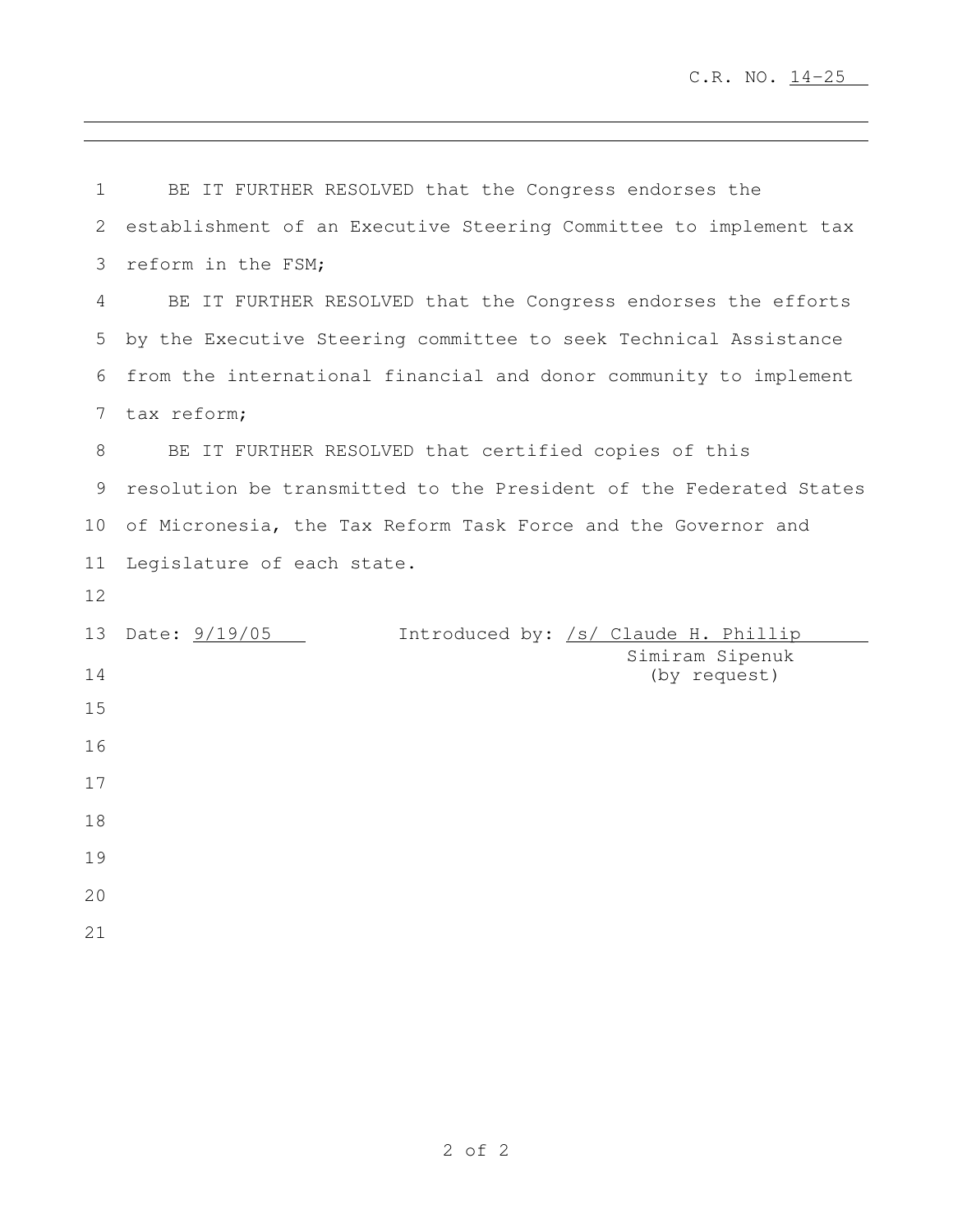C.R. NO. 14-25

BE IT FURTHER RESOLVED that the Congress endorses the establishment of an Executive Steering Committee to implement tax reform in the FSM;

BE IT FURTHER RESOLVED that the Congress endorses the efforts by the Executive Steering committee to seek Technical Assistance from the international financial and donor community to implement tax reform;

BE IT FURTHER RESOLVED that certified copies of this resolution be transmitted to the President of the Federated States of Micronesia, the Tax Reform Task Force and the Governor and Legislature of each state.

Date: 9/19/05

Introduced by: /s/ Claude H. Phillip
Simiram Sipenuk
(by request)